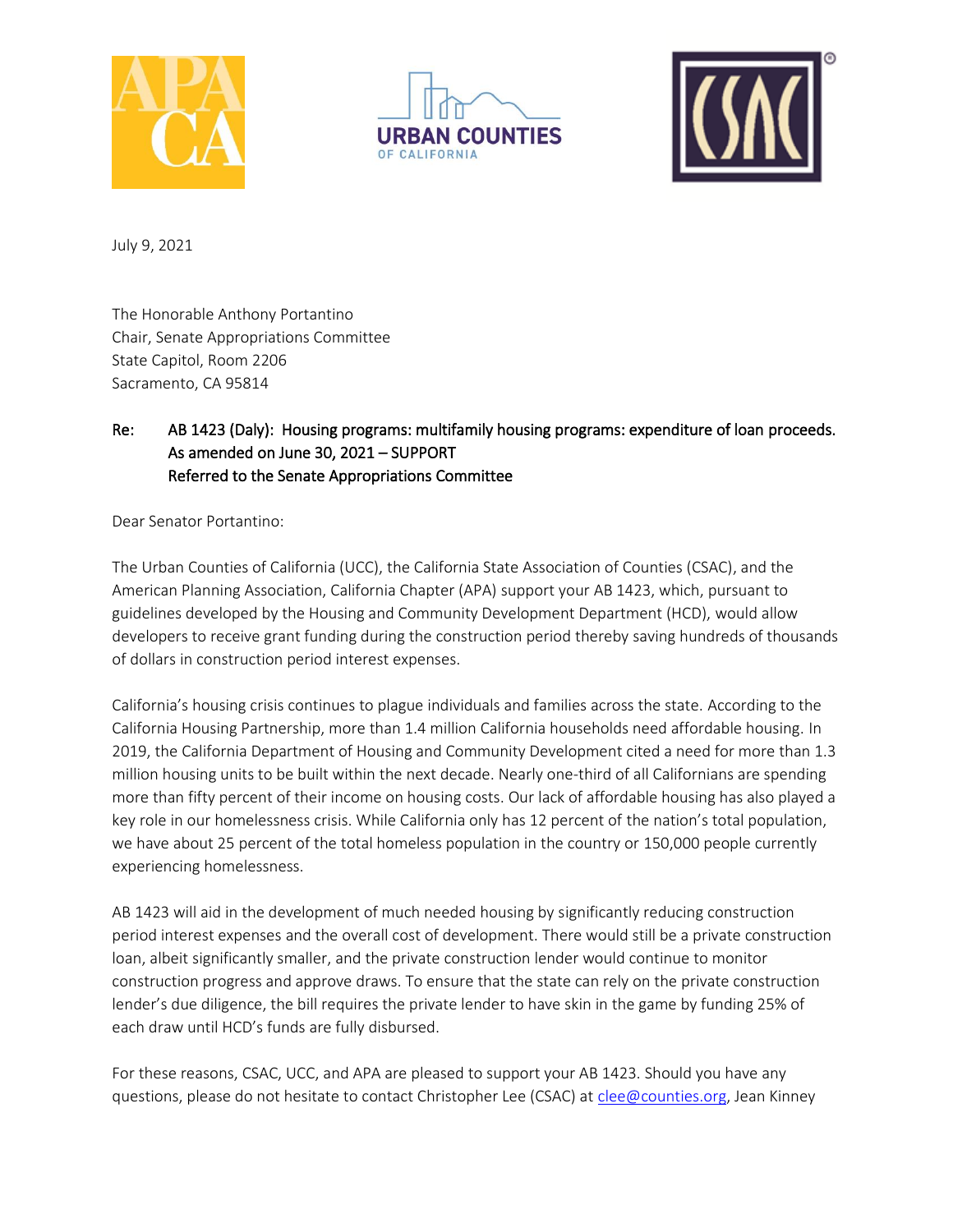July 9, 2021

The Honorable Anthony Portantino
Chair, Senate Appropriations Committee
State Capitol, Room 2206
Sacramento, CA 95814

Re: AB 1423 (Daly): Housing programs: multifamily housing programs: expenditure of loan proceeds. As amended on June 30, 2021 – SUPPORT
Referred to the Senate Appropriations Committee

Dear Senator Portantino:

The Urban Counties of California (UCC), the California State Association of Counties (CSAC), and the American Planning Association, California Chapter (APA) support your AB 1423, which, pursuant to guidelines developed by the Housing and Community Development Department (HCD), would allow developers to receive grant funding during the construction period thereby saving hundreds of thousands of dollars in construction period interest expenses.

California's housing crisis continues to plague individuals and families across the state. According to the California Housing Partnership, more than 1.4 million California households need affordable housing. In 2019, the California Department of Housing and Community Development cited a need for more than 1.3 million housing units to be built within the next decade. Nearly one-third of all Californians are spending more than fifty percent of their income on housing costs. Our lack of affordable housing has also played a key role in our homelessness crisis. While California only has 12 percent of the nation's total population, we have about 25 percent of the total homeless population in the country or 150,000 people currently experiencing homelessness.

AB 1423 will aid in the development of much needed housing by significantly reducing construction period interest expenses and the overall cost of development. There would still be a private construction loan, albeit significantly smaller, and the private construction lender would continue to monitor construction progress and approve draws. To ensure that the state can rely on the private construction lender's due diligence, the bill requires the private lender to have skin in the game by funding 25% of each draw until HCD's funds are fully disbursed.

For these reasons, CSAC, UCC, and APA are pleased to support your AB 1423. Should you have any questions, please do not hesitate to contact Christopher Lee (CSAC) at clee@counties.org, Jean Kinney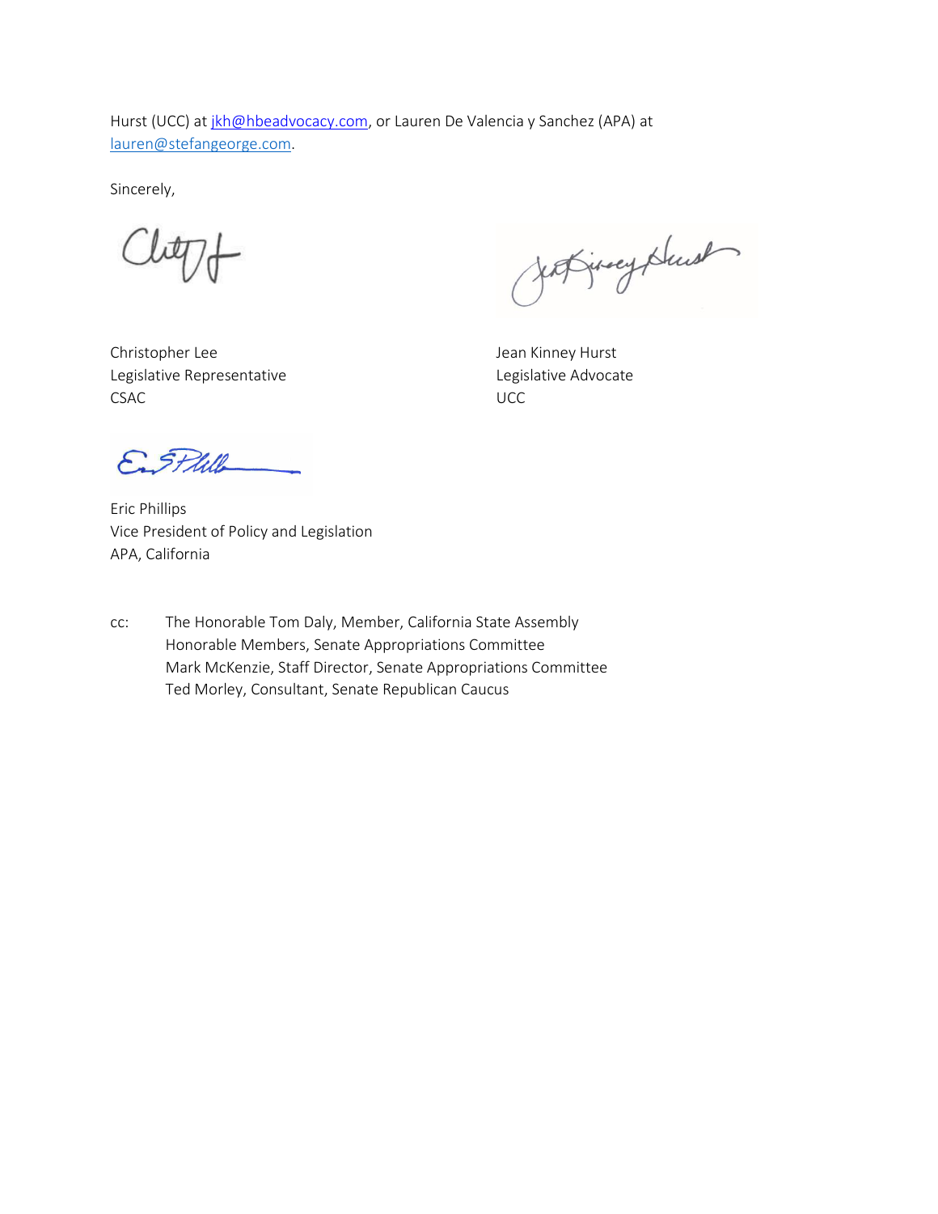Hurst (UCC) at jkh@hbeadvocacy.com, or Lauren De Valencia y Sanchez (APA) at lauren@stefangeorge.com.

Sincerely,

Christopher Lee
Legislative Representative
CSAC

Jean Kinney Hurst
Legislative Advocate
UCC

Eric Phillips
Vice President of Policy and Legislation
APA, California

cc: The Honorable Tom Daly, Member, California State Assembly
Honorable Members, Senate Appropriations Committee
Mark McKenzie, Staff Director, Senate Appropriations Committee
Ted Morley, Consultant, Senate Republican Caucus